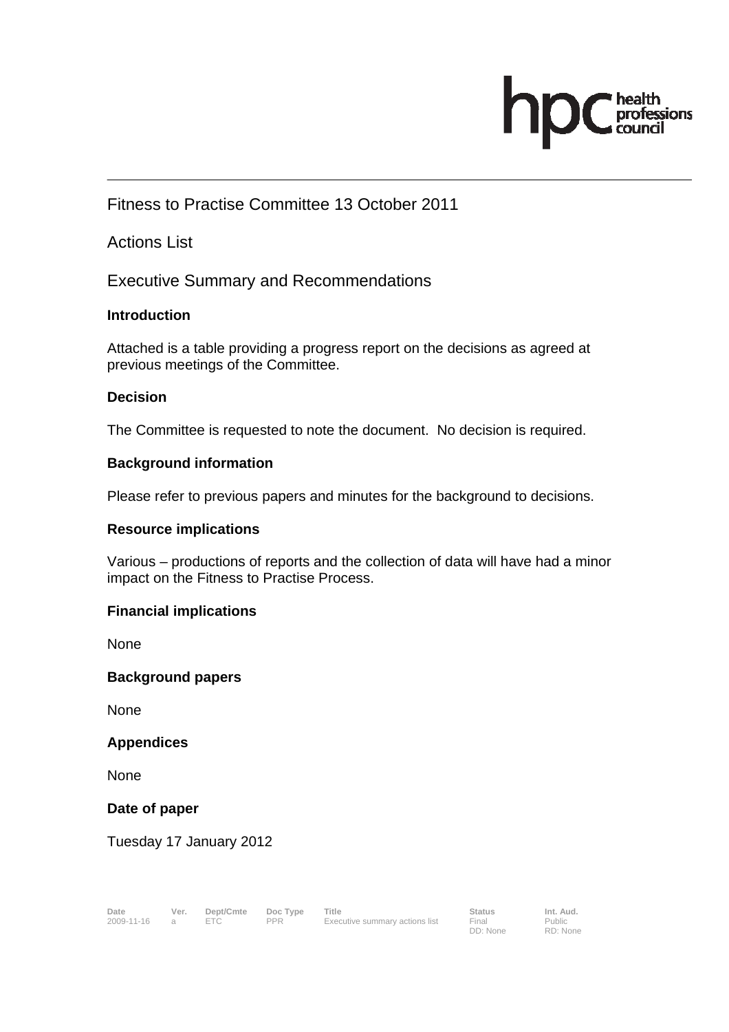# Fitness to Practise Committee 13 October 2011

## Actions List

## Executive Summary and Recommendations

### Introduction

Attached is a table providing a progress report on the decisions as agreed at previous meetings of the Committee.

### Decision

The Committee is requested to note the document. No decision is required.

### Background information

Please refer to previous papers and minutes for the background to decisions.

### Resource implications

Various – productions of reports and the collection of data will have had a minor impact on the Fitness to Practise Process.

### Financial implications

None

### Background papers

None

### Appendices

None

### Date of paper

Tuesday 17 January 2012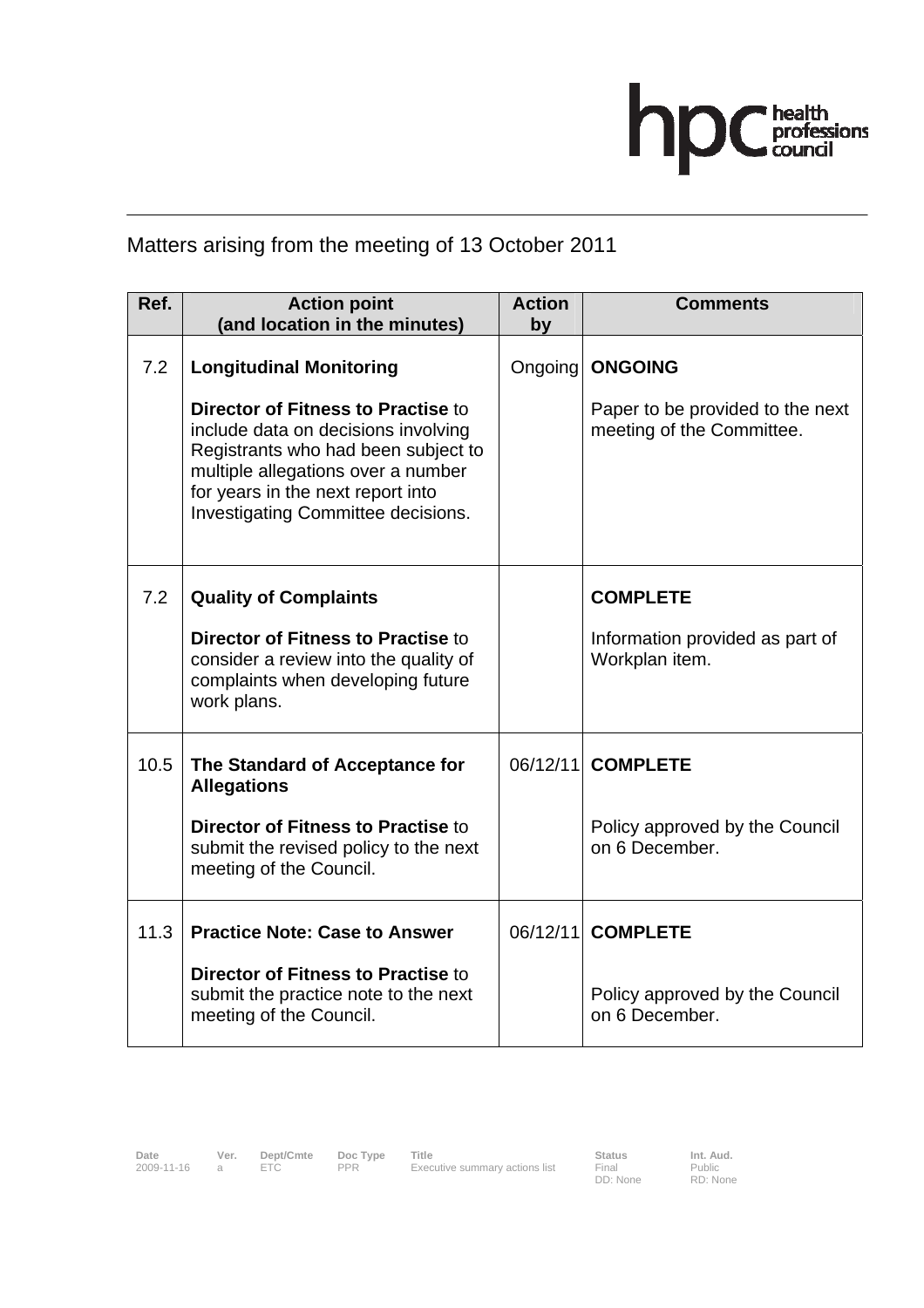Matters arising from the meeting of 13 October 2011

| Ref. | Action point (and location in the minutes) | Action by | Comments |
|---|---|---|---|
| 7.2 | **Longitudinal Monitoring**<br><br>**Director of Fitness to Practise** to include data on decisions involving Registrants who had been subject to multiple allegations over a number for years in the next report into Investigating Committee decisions. | Ongoing | **ONGOING**<br><br>Paper to be provided to the next meeting of the Committee. |
| 7.2 | **Quality of Complaints**<br><br>**Director of Fitness to Practise** to consider a review into the quality of complaints when developing future work plans. | | **COMPLETE**<br><br>Information provided as part of Workplan item. |
| 10.5 | **The Standard of Acceptance for Allegations**<br><br>**Director of Fitness to Practise** to submit the revised policy to the next meeting of the Council. | 06/12/11 | **COMPLETE**<br><br>Policy approved by the Council on 6 December. |
| 11.3 | **Practice Note: Case to Answer**<br><br>**Director of Fitness to Practise** to submit the practice note to the next meeting of the Council. | 06/12/11 | **COMPLETE**<br><br>Policy approved by the Council on 6 December. |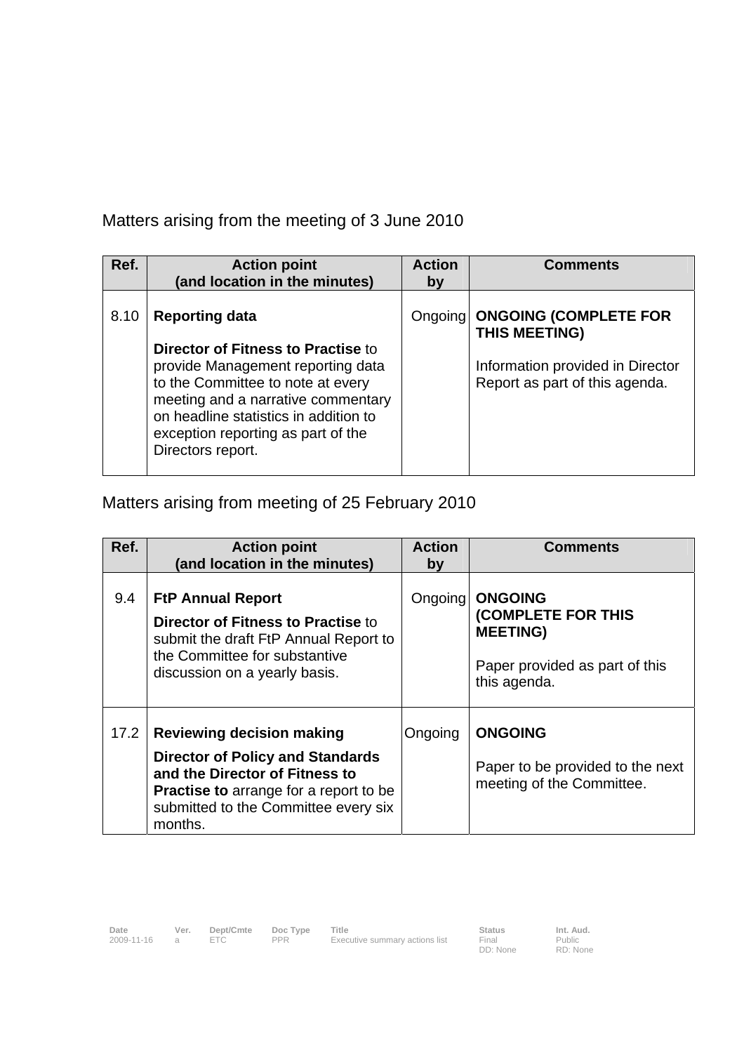Matters arising from the meeting of 3 June 2010

| Ref. | Action point (and location in the minutes) | Action by | Comments |
|---|---|---|---|
| 8.10 | **Reporting data**<br><br>**Director of Fitness to Practise** to provide Management reporting data to the Committee to note at every meeting and a narrative commentary on headline statistics in addition to exception reporting as part of the Directors report. | Ongoing | **ONGOING (COMPLETE FOR THIS MEETING)**<br><br>Information provided in Director Report as part of this agenda. |

Matters arising from meeting of 25 February 2010

| Ref. | Action point (and location in the minutes) | Action by | Comments |
|---|---|---|---|
| 9.4 | **FtP Annual Report**<br><br>**Director of Fitness to Practise** to submit the draft FtP Annual Report to the Committee for substantive discussion on a yearly basis. | Ongoing | **ONGOING (COMPLETE FOR THIS MEETING)**<br><br>Paper provided as part of this this agenda. |
| 17.2 | **Reviewing decision making**<br><br>**Director of Policy and Standards and the Director of Fitness to Practise to** arrange for a report to be submitted to the Committee every six months. | Ongoing | **ONGOING**<br><br>Paper to be provided to the next meeting of the Committee. |